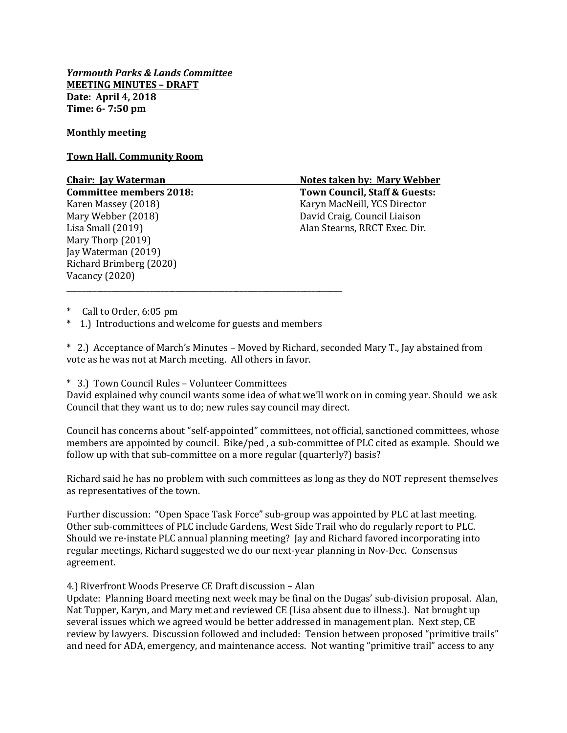***Yarmouth Parks & Lands Committee***
**<u>MEETING MINUTES – DRAFT</u>**
**Date: April 4, 2018**
**Time: 6- 7:50 pm**

**Monthly meeting**

**<u>Town Hall, Community Room</u>**

| **<u>Chair: Jay Waterman</u>** | **<u>Notes taken by: Mary Webber</u>** |
|---|---|
| **Committee members 2018:** | **Town Council, Staff & Guests:** |
| Karen Massey (2018) | Karyn MacNeill, YCS Director |
| Mary Webber (2018) | David Craig, Council Liaison |
| Lisa Small (2019) | Alan Stearns, RRCT Exec. Dir. |
| Mary Thorp (2019) | |
| Jay Waterman (2019) | |
| Richard Brimberg (2020) | |
| Vacancy (2020) | |

---

\* Call to Order, 6:05 pm

\* 1.) Introductions and welcome for guests and members

\* 2.) Acceptance of March's Minutes – Moved by Richard, seconded Mary T., Jay abstained from vote as he was not at March meeting. All others in favor.

\* 3.) Town Council Rules – Volunteer Committees

David explained why council wants some idea of what we'll work on in coming year. Should we ask Council that they want us to do; new rules say council may direct.

Council has concerns about "self-appointed" committees, not official, sanctioned committees, whose members are appointed by council. Bike/ped , a sub-committee of PLC cited as example. Should we follow up with that sub-committee on a more regular (quarterly?) basis?

Richard said he has no problem with such committees as long as they do NOT represent themselves as representatives of the town.

Further discussion: "Open Space Task Force" sub-group was appointed by PLC at last meeting. Other sub-committees of PLC include Gardens, West Side Trail who do regularly report to PLC. Should we re-instate PLC annual planning meeting? Jay and Richard favored incorporating into regular meetings, Richard suggested we do our next-year planning in Nov-Dec. Consensus agreement.

4.) Riverfront Woods Preserve CE Draft discussion – Alan

Update: Planning Board meeting next week may be final on the Dugas' sub-division proposal. Alan, Nat Tupper, Karyn, and Mary met and reviewed CE (Lisa absent due to illness.). Nat brought up several issues which we agreed would be better addressed in management plan. Next step, CE review by lawyers. Discussion followed and included: Tension between proposed "primitive trails" and need for ADA, emergency, and maintenance access. Not wanting "primitive trail" access to any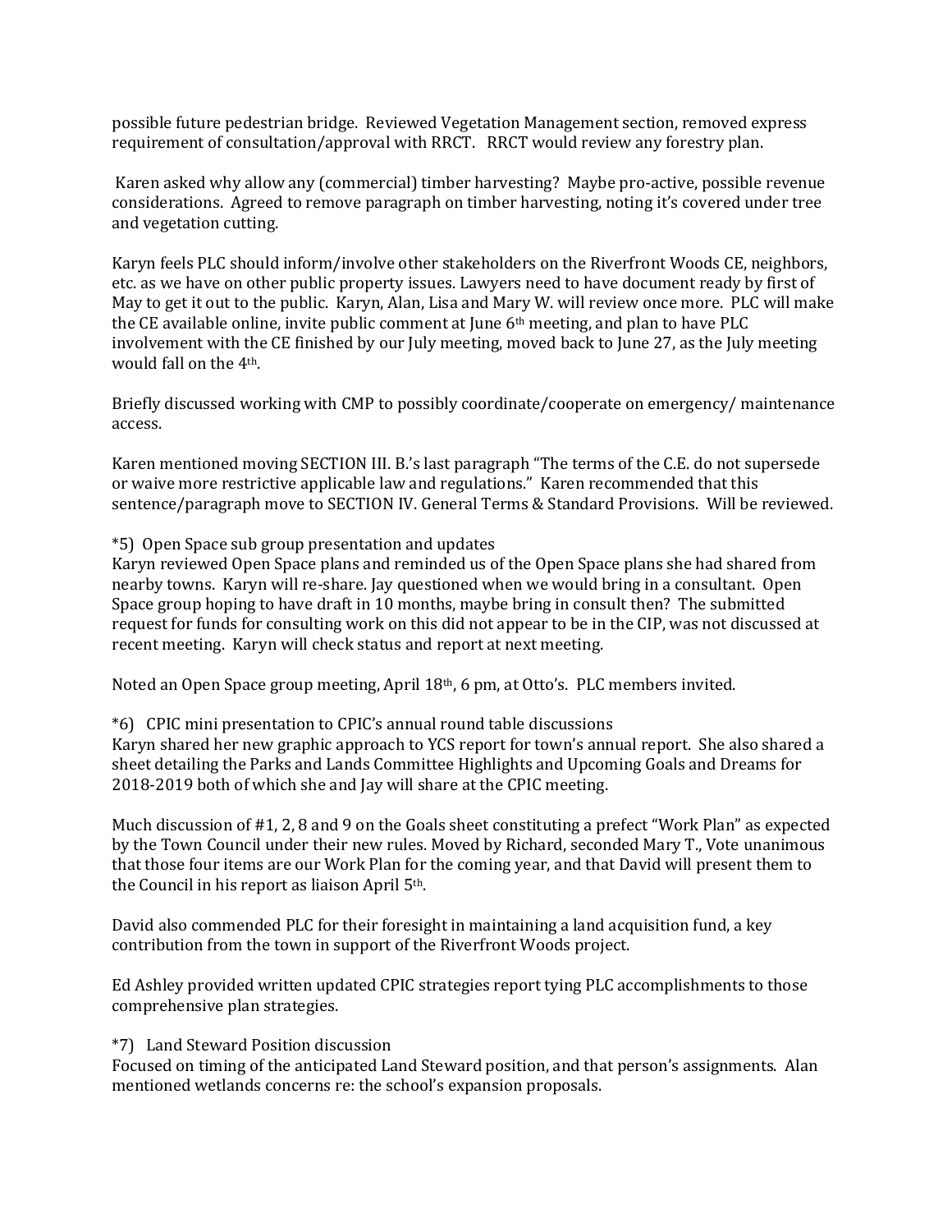possible future pedestrian bridge. Reviewed Vegetation Management section, removed express requirement of consultation/approval with RRCT. RRCT would review any forestry plan.

Karen asked why allow any (commercial) timber harvesting? Maybe pro-active, possible revenue considerations. Agreed to remove paragraph on timber harvesting, noting it's covered under tree and vegetation cutting.

Karyn feels PLC should inform/involve other stakeholders on the Riverfront Woods CE, neighbors, etc. as we have on other public property issues. Lawyers need to have document ready by first of May to get it out to the public. Karyn, Alan, Lisa and Mary W. will review once more. PLC will make the CE available online, invite public comment at June 6th meeting, and plan to have PLC involvement with the CE finished by our July meeting, moved back to June 27, as the July meeting would fall on the 4th.

Briefly discussed working with CMP to possibly coordinate/cooperate on emergency/ maintenance access.

Karen mentioned moving SECTION III. B.'s last paragraph "The terms of the C.E. do not supersede or waive more restrictive applicable law and regulations." Karen recommended that this sentence/paragraph move to SECTION IV. General Terms & Standard Provisions. Will be reviewed.

*5) Open Space sub group presentation and updates

Karyn reviewed Open Space plans and reminded us of the Open Space plans she had shared from nearby towns. Karyn will re-share. Jay questioned when we would bring in a consultant. Open Space group hoping to have draft in 10 months, maybe bring in consult then? The submitted request for funds for consulting work on this did not appear to be in the CIP, was not discussed at recent meeting. Karyn will check status and report at next meeting.

Noted an Open Space group meeting, April 18th, 6 pm, at Otto's. PLC members invited.

*6) CPIC mini presentation to CPIC's annual round table discussions

Karyn shared her new graphic approach to YCS report for town's annual report. She also shared a sheet detailing the Parks and Lands Committee Highlights and Upcoming Goals and Dreams for 2018-2019 both of which she and Jay will share at the CPIC meeting.

Much discussion of #1, 2, 8 and 9 on the Goals sheet constituting a prefect "Work Plan" as expected by the Town Council under their new rules. Moved by Richard, seconded Mary T., Vote unanimous that those four items are our Work Plan for the coming year, and that David will present them to the Council in his report as liaison April 5th.

David also commended PLC for their foresight in maintaining a land acquisition fund, a key contribution from the town in support of the Riverfront Woods project.

Ed Ashley provided written updated CPIC strategies report tying PLC accomplishments to those comprehensive plan strategies.

*7) Land Steward Position discussion

Focused on timing of the anticipated Land Steward position, and that person's assignments. Alan mentioned wetlands concerns re: the school's expansion proposals.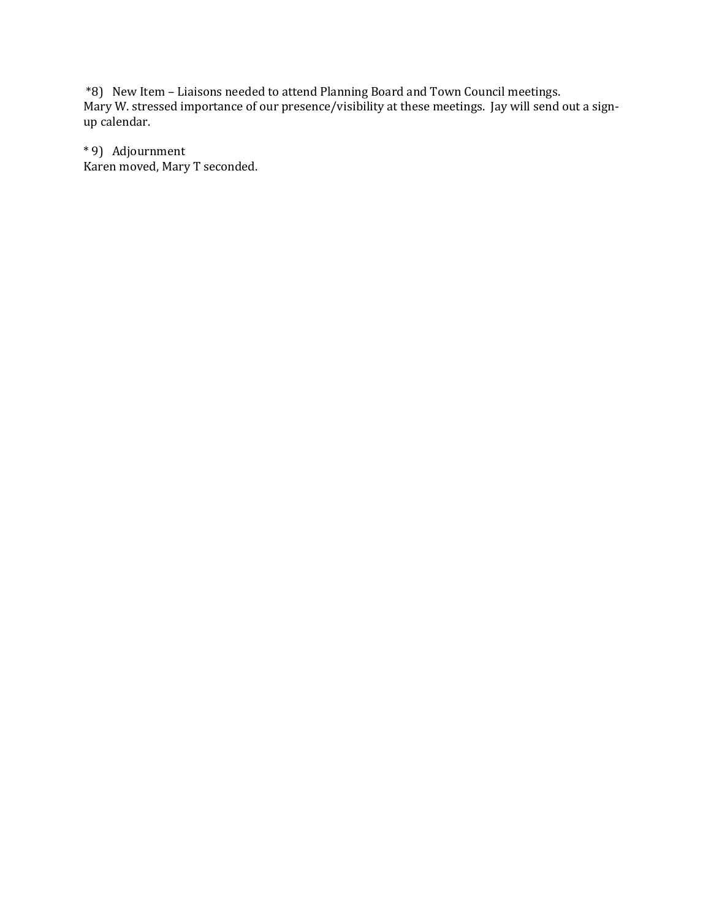*8) New Item – Liaisons needed to attend Planning Board and Town Council meetings.
Mary W. stressed importance of our presence/visibility at these meetings. Jay will send out a sign-up calendar.

* 9) Adjournment
Karen moved, Mary T seconded.